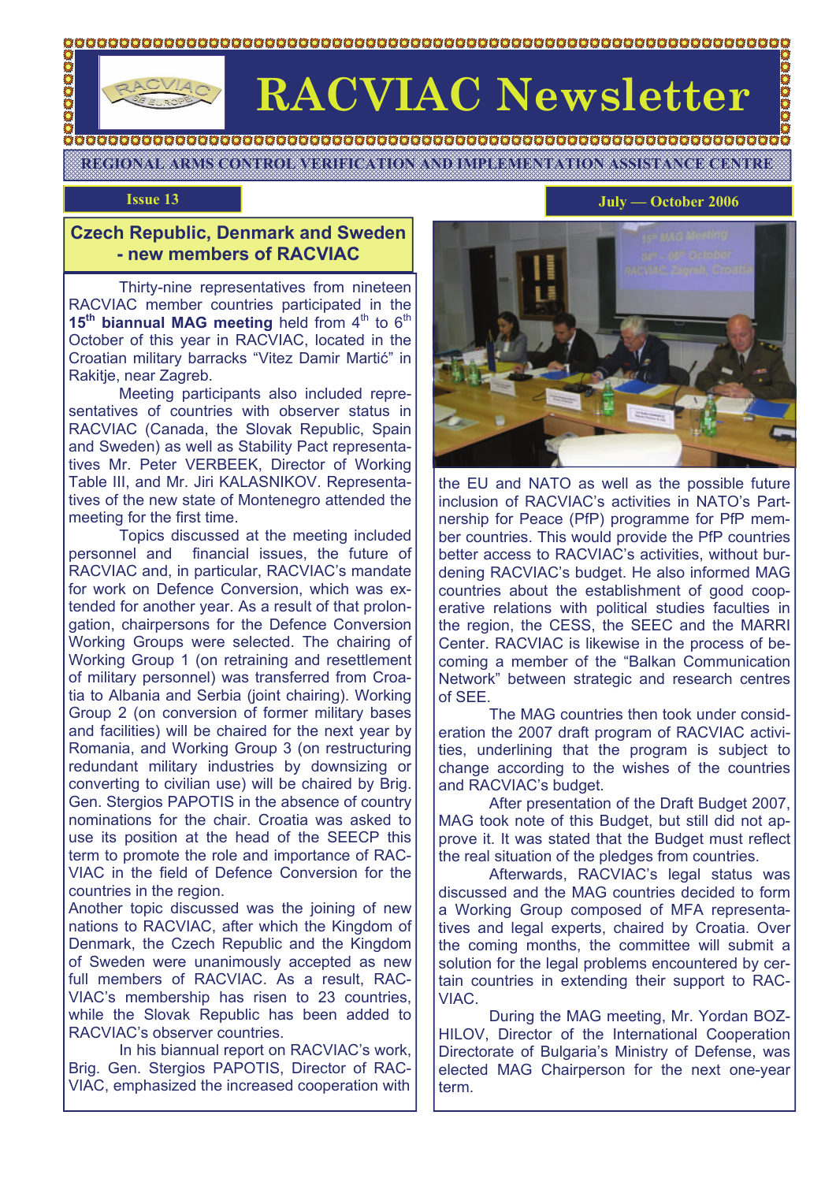# RACVIAC Newsletter

REGIONAL ARMS CONTROL VERIFICATION AND IMPLEMENTATION ASSISTANCE CENTRE

Issue 13

July — October 2006

## Czech Republic, Denmark and Sweden - new members of RACVIAC

Thirty-nine representatives from nineteen RACVIAC member countries participated in the **15th biannual MAG meeting** held from 4th to 6th October of this year in RACVIAC, located in the Croatian military barracks "Vitez Damir Martić" in Rakitje, near Zagreb.

Meeting participants also included representatives of countries with observer status in RACVIAC (Canada, the Slovak Republic, Spain and Sweden) as well as Stability Pact representatives Mr. Peter VERBEEK, Director of Working Table III, and Mr. Jiri KALASNIKOV. Representatives of the new state of Montenegro attended the meeting for the first time.

Topics discussed at the meeting included personnel and financial issues, the future of RACVIAC and, in particular, RACVIAC's mandate for work on Defence Conversion, which was extended for another year. As a result of that prolongation, chairpersons for the Defence Conversion Working Groups were selected. The chairing of Working Group 1 (on retraining and resettlement of military personnel) was transferred from Croatia to Albania and Serbia (joint chairing). Working Group 2 (on conversion of former military bases and facilities) will be chaired for the next year by Romania, and Working Group 3 (on restructuring redundant military industries by downsizing or converting to civilian use) will be chaired by Brig. Gen. Stergios PAPOTIS in the absence of country nominations for the chair. Croatia was asked to use its position at the head of the SEECP this term to promote the role and importance of RACVIAC in the field of Defence Conversion for the countries in the region.

Another topic discussed was the joining of new nations to RACVIAC, after which the Kingdom of Denmark, the Czech Republic and the Kingdom of Sweden were unanimously accepted as new full members of RACVIAC. As a result, RACVIAC's membership has risen to 23 countries, while the Slovak Republic has been added to RACVIAC's observer countries.

In his biannual report on RACVIAC's work, Brig. Gen. Stergios PAPOTIS, Director of RACVIAC, emphasized the increased cooperation with the EU and NATO as well as the possible future inclusion of RACVIAC's activities in NATO's Partnership for Peace (PfP) programme for PfP member countries. This would provide the PfP countries better access to RACVIAC's activities, without burdening RACVIAC's budget. He also informed MAG countries about the establishment of good cooperative relations with political studies faculties in the region, the CESS, the SEEC and the MARRI Center. RACVIAC is likewise in the process of becoming a member of the "Balkan Communication Network" between strategic and research centres of SEE.

The MAG countries then took under consideration the 2007 draft program of RACVIAC activities, underlining that the program is subject to change according to the wishes of the countries and RACVIAC's budget.

After presentation of the Draft Budget 2007, MAG took note of this Budget, but still did not approve it. It was stated that the Budget must reflect the real situation of the pledges from countries.

Afterwards, RACVIAC's legal status was discussed and the MAG countries decided to form a Working Group composed of MFA representatives and legal experts, chaired by Croatia. Over the coming months, the committee will submit a solution for the legal problems encountered by certain countries in extending their support to RACVIAC.

During the MAG meeting, Mr. Yordan BOZHILOV, Director of the International Cooperation Directorate of Bulgaria's Ministry of Defense, was elected MAG Chairperson for the next one-year term.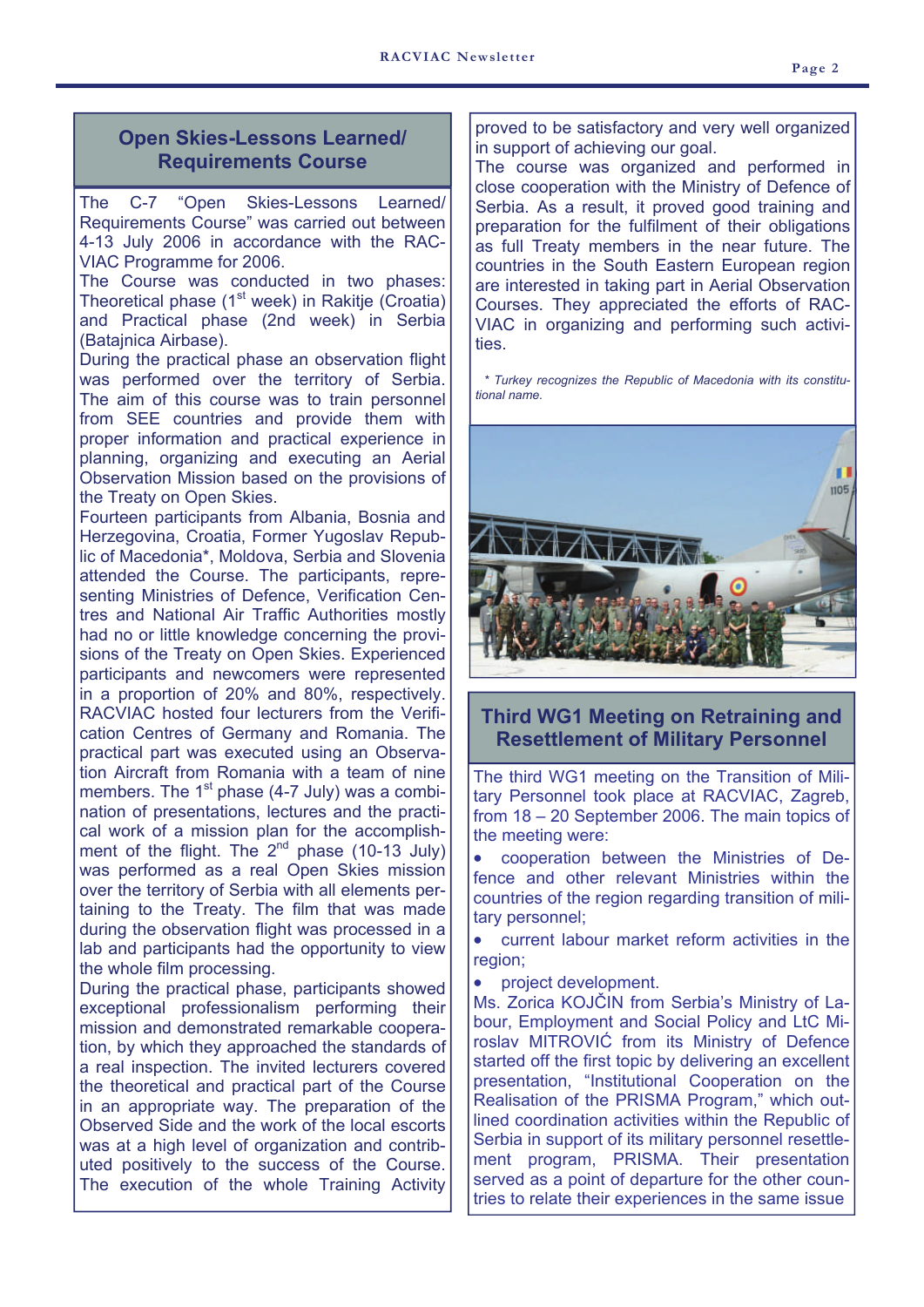## Open Skies-Lessons Learned/ Requirements Course

The C-7 "Open Skies-Lessons Learned/ Requirements Course" was carried out between 4-13 July 2006 in accordance with the RACVIAC Programme for 2006.

The Course was conducted in two phases: Theoretical phase (1st week) in Rakitje (Croatia) and Practical phase (2nd week) in Serbia (Batajnica Airbase).

During the practical phase an observation flight was performed over the territory of Serbia. The aim of this course was to train personnel from SEE countries and provide them with proper information and practical experience in planning, organizing and executing an Aerial Observation Mission based on the provisions of the Treaty on Open Skies.

Fourteen participants from Albania, Bosnia and Herzegovina, Croatia, Former Yugoslav Republic of Macedonia*, Moldova, Serbia and Slovenia attended the Course. The participants, representing Ministries of Defence, Verification Centres and National Air Traffic Authorities mostly had no or little knowledge concerning the provisions of the Treaty on Open Skies. Experienced participants and newcomers were represented in a proportion of 20% and 80%, respectively. RACVIAC hosted four lecturers from the Verification Centres of Germany and Romania. The practical part was executed using an Observation Aircraft from Romania with a team of nine members. The 1st phase (4-7 July) was a combination of presentations, lectures and the practical work of a mission plan for the accomplishment of the flight. The 2nd phase (10-13 July) was performed as a real Open Skies mission over the territory of Serbia with all elements pertaining to the Treaty. The film that was made during the observation flight was processed in a lab and participants had the opportunity to view the whole film processing.

During the practical phase, participants showed exceptional professionalism performing their mission and demonstrated remarkable cooperation, by which they approached the standards of a real inspection. The invited lecturers covered the theoretical and practical part of the Course in an appropriate way. The preparation of the Observed Side and the work of the local escorts was at a high level of organization and contributed positively to the success of the Course. The execution of the whole Training Activity proved to be satisfactory and very well organized in support of achieving our goal.

The course was organized and performed in close cooperation with the Ministry of Defence of Serbia. As a result, it proved good training and preparation for the fulfilment of their obligations as full Treaty members in the near future. The countries in the South Eastern European region are interested in taking part in Aerial Observation Courses. They appreciated the efforts of RACVIAC in organizing and performing such activities.

*\* Turkey recognizes the Republic of Macedonia with its constitutional name.*

## Third WG1 Meeting on Retraining and Resettlement of Military Personnel

The third WG1 meeting on the Transition of Military Personnel took place at RACVIAC, Zagreb, from 18 – 20 September 2006. The main topics of the meeting were:

- cooperation between the Ministries of Defence and other relevant Ministries within the countries of the region regarding transition of military personnel;
- current labour market reform activities in the region;
- project development.

Ms. Zorica KOJČIN from Serbia's Ministry of Labour, Employment and Social Policy and LtC Miroslav MITROVIĆ from its Ministry of Defence started off the first topic by delivering an excellent presentation, "Institutional Cooperation on the Realisation of the PRISMA Program," which outlined coordination activities within the Republic of Serbia in support of its military personnel resettlement program, PRISMA. Their presentation served as a point of departure for the other countries to relate their experiences in the same issue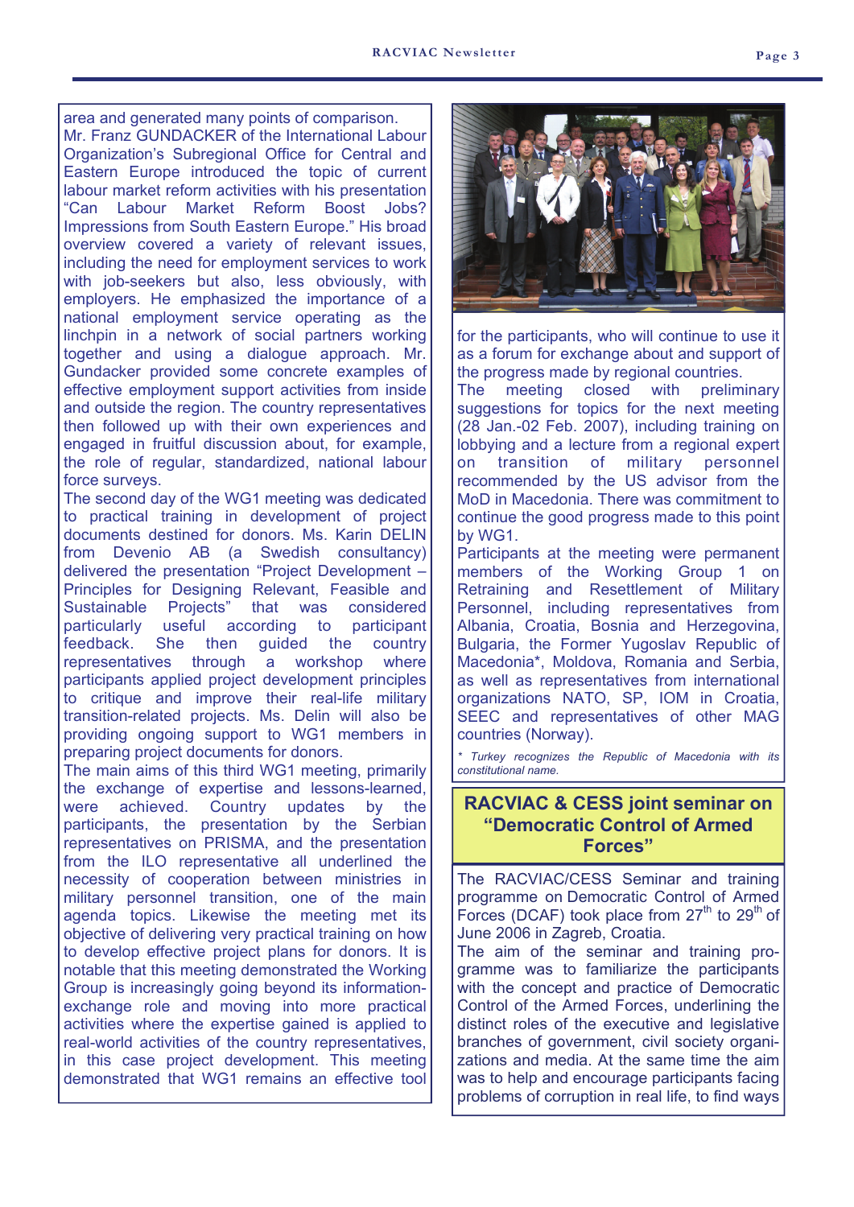area and generated many points of comparison. Mr. Franz GUNDACKER of the International Labour Organization's Subregional Office for Central and Eastern Europe introduced the topic of current labour market reform activities with his presentation "Can Labour Market Reform Boost Jobs? Impressions from South Eastern Europe." His broad overview covered a variety of relevant issues, including the need for employment services to work with job-seekers but also, less obviously, with employers. He emphasized the importance of a national employment service operating as the linchpin in a network of social partners working together and using a dialogue approach. Mr. Gundacker provided some concrete examples of effective employment support activities from inside and outside the region. The country representatives then followed up with their own experiences and engaged in fruitful discussion about, for example, the role of regular, standardized, national labour force surveys.

The second day of the WG1 meeting was dedicated to practical training in development of project documents destined for donors. Ms. Karin DELIN from Devenio AB (a Swedish consultancy) delivered the presentation "Project Development – Principles for Designing Relevant, Feasible and Sustainable Projects" that was considered particularly useful according to participant feedback. She then guided the country representatives through a workshop where participants applied project development principles to critique and improve their real-life military transition-related projects. Ms. Delin will also be providing ongoing support to WG1 members in preparing project documents for donors.

The main aims of this third WG1 meeting, primarily the exchange of expertise and lessons-learned, were achieved. Country updates by the participants, the presentation by the Serbian representatives on PRISMA, and the presentation from the ILO representative all underlined the necessity of cooperation between ministries in military personnel transition, one of the main agenda topics. Likewise the meeting met its objective of delivering very practical training on how to develop effective project plans for donors. It is notable that this meeting demonstrated the Working Group is increasingly going beyond its information-exchange role and moving into more practical activities where the expertise gained is applied to real-world activities of the country representatives, in this case project development. This meeting demonstrated that WG1 remains an effective tool for the participants, who will continue to use it as a forum for exchange about and support of the progress made by regional countries.

The meeting closed with preliminary suggestions for topics for the next meeting (28 Jan.-02 Feb. 2007), including training on lobbying and a lecture from a regional expert on transition of military personnel recommended by the US advisor from the MoD in Macedonia. There was commitment to continue the good progress made to this point by WG1.

Participants at the meeting were permanent members of the Working Group 1 on Retraining and Resettlement of Military Personnel, including representatives from Albania, Croatia, Bosnia and Herzegovina, Bulgaria, the Former Yugoslav Republic of Macedonia*, Moldova, Romania and Serbia, as well as representatives from international organizations NATO, SP, IOM in Croatia, SEEC and representatives of other MAG countries (Norway).

*\* Turkey recognizes the Republic of Macedonia with its constitutional name.*

## RACVIAC & CESS joint seminar on "Democratic Control of Armed Forces"

The RACVIAC/CESS Seminar and training programme on Democratic Control of Armed Forces (DCAF) took place from 27th to 29th of June 2006 in Zagreb, Croatia.

The aim of the seminar and training programme was to familiarize the participants with the concept and practice of Democratic Control of the Armed Forces, underlining the distinct roles of the executive and legislative branches of government, civil society organizations and media. At the same time the aim was to help and encourage participants facing problems of corruption in real life, to find ways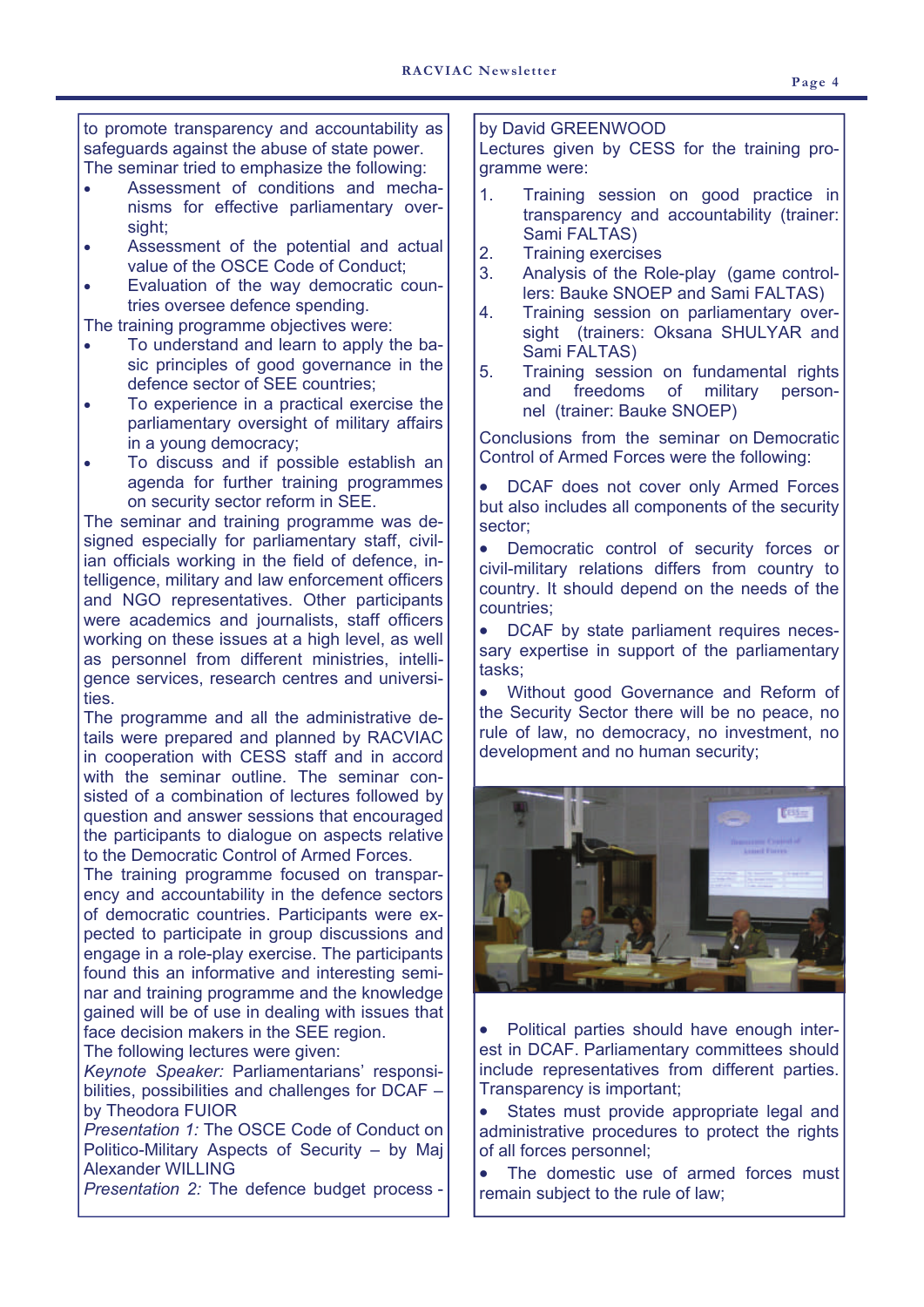to promote transparency and accountability as safeguards against the abuse of state power.

The seminar tried to emphasize the following:

- Assessment of conditions and mechanisms for effective parliamentary oversight;
- Assessment of the potential and actual value of the OSCE Code of Conduct;
- Evaluation of the way democratic countries oversee defence spending.

The training programme objectives were:

- To understand and learn to apply the basic principles of good governance in the defence sector of SEE countries;
- To experience in a practical exercise the parliamentary oversight of military affairs in a young democracy;
- To discuss and if possible establish an agenda for further training programmes on security sector reform in SEE.

The seminar and training programme was designed especially for parliamentary staff, civilian officials working in the field of defence, intelligence, military and law enforcement officers and NGO representatives. Other participants were academics and journalists, staff officers working on these issues at a high level, as well as personnel from different ministries, intelligence services, research centres and universities.

The programme and all the administrative details were prepared and planned by RACVIAC in cooperation with CESS staff and in accord with the seminar outline. The seminar consisted of a combination of lectures followed by question and answer sessions that encouraged the participants to dialogue on aspects relative to the Democratic Control of Armed Forces.

The training programme focused on transparency and accountability in the defence sectors of democratic countries. Participants were expected to participate in group discussions and engage in a role-play exercise. The participants found this an informative and interesting seminar and training programme and the knowledge gained will be of use in dealing with issues that face decision makers in the SEE region.

The following lectures were given:

*Keynote Speaker:* Parliamentarians' responsibilities, possibilities and challenges for DCAF – by Theodora FUIOR

*Presentation 1:* The OSCE Code of Conduct on Politico-Military Aspects of Security – by Maj Alexander WILLING

*Presentation 2:* The defence budget process - by David GREENWOOD

Lectures given by CESS for the training programme were:

1. Training session on good practice in transparency and accountability (trainer: Sami FALTAS)
2. Training exercises
3. Analysis of the Role-play (game controllers: Bauke SNOEP and Sami FALTAS)
4. Training session on parliamentary oversight (trainers: Oksana SHULYAR and Sami FALTAS)
5. Training session on fundamental rights and freedoms of military personnel (trainer: Bauke SNOEP)

Conclusions from the seminar on Democratic Control of Armed Forces were the following:

- DCAF does not cover only Armed Forces but also includes all components of the security sector;
- Democratic control of security forces or civil-military relations differs from country to country. It should depend on the needs of the countries;
- DCAF by state parliament requires necessary expertise in support of the parliamentary tasks;
- Without good Governance and Reform of the Security Sector there will be no peace, no rule of law, no democracy, no investment, no development and no human security;
- Political parties should have enough interest in DCAF. Parliamentary committees should include representatives from different parties. Transparency is important;
- States must provide appropriate legal and administrative procedures to protect the rights of all forces personnel;
- The domestic use of armed forces must remain subject to the rule of law;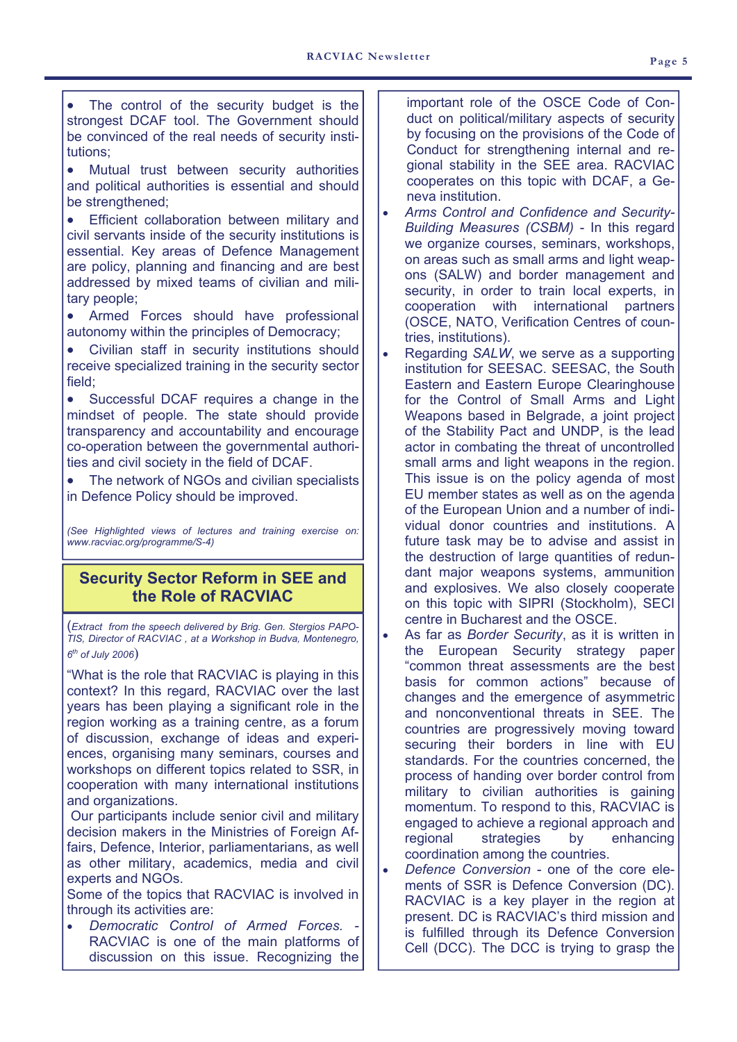- The control of the security budget is the strongest DCAF tool. The Government should be convinced of the real needs of security institutions;
- Mutual trust between security authorities and political authorities is essential and should be strengthened;
- Efficient collaboration between military and civil servants inside of the security institutions is essential. Key areas of Defence Management are policy, planning and financing and are best addressed by mixed teams of civilian and military people;
- Armed Forces should have professional autonomy within the principles of Democracy;
- Civilian staff in security institutions should receive specialized training in the security sector field;
- Successful DCAF requires a change in the mindset of people. The state should provide transparency and accountability and encourage co-operation between the governmental authorities and civil society in the field of DCAF.
- The network of NGOs and civilian specialists in Defence Policy should be improved.

*(See Highlighted views of lectures and training exercise on: www.racviac.org/programme/S-4)*

## Security Sector Reform in SEE and the Role of RACVIAC

(*Extract from the speech delivered by Brig. Gen. Stergios PAPOTIS, Director of RACVIAC , at a Workshop in Budva, Montenegro, 6th of July 2006*)

"What is the role that RACVIAC is playing in this context? In this regard, RACVIAC over the last years has been playing a significant role in the region working as a training centre, as a forum of discussion, exchange of ideas and experiences, organising many seminars, courses and workshops on different topics related to SSR, in cooperation with many international institutions and organizations.

Our participants include senior civil and military decision makers in the Ministries of Foreign Affairs, Defence, Interior, parliamentarians, as well as other military, academics, media and civil experts and NGOs.

Some of the topics that RACVIAC is involved in through its activities are:

- *Democratic Control of Armed Forces.* - RACVIAC is one of the main platforms of discussion on this issue. Recognizing the important role of the OSCE Code of Conduct on political/military aspects of security by focusing on the provisions of the Code of Conduct for strengthening internal and regional stability in the SEE area. RACVIAC cooperates on this topic with DCAF, a Geneva institution.
- *Arms Control and Confidence and Security-Building Measures (CSBM)* - In this regard we organize courses, seminars, workshops, on areas such as small arms and light weapons (SALW) and border management and security, in order to train local experts, in cooperation with international partners (OSCE, NATO, Verification Centres of countries, institutions).
- Regarding *SALW*, we serve as a supporting institution for SEESAC. SEESAC, the South Eastern and Eastern Europe Clearinghouse for the Control of Small Arms and Light Weapons based in Belgrade, a joint project of the Stability Pact and UNDP, is the lead actor in combating the threat of uncontrolled small arms and light weapons in the region. This issue is on the policy agenda of most EU member states as well as on the agenda of the European Union and a number of individual donor countries and institutions. A future task may be to advise and assist in the destruction of large quantities of redundant major weapons systems, ammunition and explosives. We also closely cooperate on this topic with SIPRI (Stockholm), SECI centre in Bucharest and the OSCE.
- As far as *Border Security*, as it is written in the European Security strategy paper "common threat assessments are the best basis for common actions" because of changes and the emergence of asymmetric and nonconventional threats in SEE. The countries are progressively moving toward securing their borders in line with EU standards. For the countries concerned, the process of handing over border control from military to civilian authorities is gaining momentum. To respond to this, RACVIAC is engaged to achieve a regional approach and regional strategies by enhancing coordination among the countries.
- *Defence Conversion* - one of the core elements of SSR is Defence Conversion (DC). RACVIAC is a key player in the region at present. DC is RACVIAC's third mission and is fulfilled through its Defence Conversion Cell (DCC). The DCC is trying to grasp the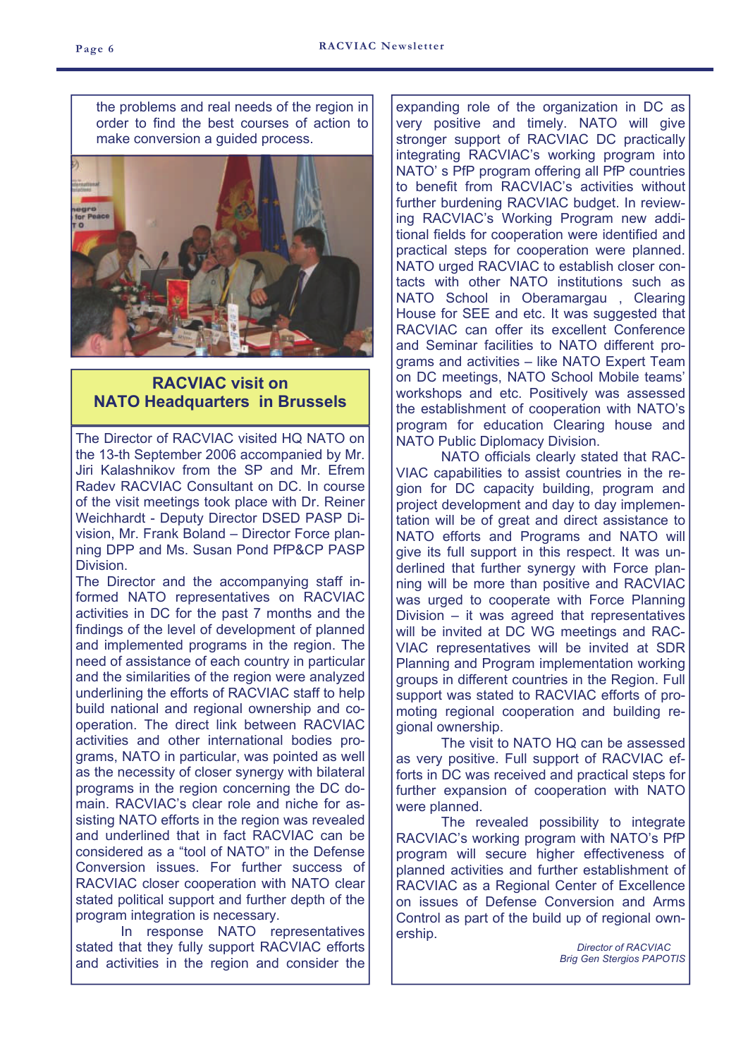the problems and real needs of the region in order to find the best courses of action to make conversion a guided process.

## RACVIAC visit on NATO Headquarters in Brussels

The Director of RACVIAC visited HQ NATO on the 13-th September 2006 accompanied by Mr. Jiri Kalashnikov from the SP and Mr. Efrem Radev RACVIAC Consultant on DC. In course of the visit meetings took place with Dr. Reiner Weichhardt - Deputy Director DSED PASP Division, Mr. Frank Boland – Director Force planning DPP and Ms. Susan Pond PfP&CP PASP Division.

The Director and the accompanying staff informed NATO representatives on RACVIAC activities in DC for the past 7 months and the findings of the level of development of planned and implemented programs in the region. The need of assistance of each country in particular and the similarities of the region were analyzed underlining the efforts of RACVIAC staff to help build national and regional ownership and cooperation. The direct link between RACVIAC activities and other international bodies programs, NATO in particular, was pointed as well as the necessity of closer synergy with bilateral programs in the region concerning the DC domain. RACVIAC's clear role and niche for assisting NATO efforts in the region was revealed and underlined that in fact RACVIAC can be considered as a "tool of NATO" in the Defense Conversion issues. For further success of RACVIAC closer cooperation with NATO clear stated political support and further depth of the program integration is necessary.

In response NATO representatives stated that they fully support RACVIAC efforts and activities in the region and consider the expanding role of the organization in DC as very positive and timely. NATO will give stronger support of RACVIAC DC practically integrating RACVIAC's working program into NATO' s PfP program offering all PfP countries to benefit from RACVIAC's activities without further burdening RACVIAC budget. In reviewing RACVIAC's Working Program new additional fields for cooperation were identified and practical steps for cooperation were planned. NATO urged RACVIAC to establish closer contacts with other NATO institutions such as NATO School in Oberamargau , Clearing House for SEE and etc. It was suggested that RACVIAC can offer its excellent Conference and Seminar facilities to NATO different programs and activities – like NATO Expert Team on DC meetings, NATO School Mobile teams' workshops and etc. Positively was assessed the establishment of cooperation with NATO's program for education Clearing house and NATO Public Diplomacy Division.

NATO officials clearly stated that RACVIAC capabilities to assist countries in the region for DC capacity building, program and project development and day to day implementation will be of great and direct assistance to NATO efforts and Programs and NATO will give its full support in this respect. It was underlined that further synergy with Force planning will be more than positive and RACVIAC was urged to cooperate with Force Planning Division – it was agreed that representatives will be invited at DC WG meetings and RACVIAC representatives will be invited at SDR Planning and Program implementation working groups in different countries in the Region. Full support was stated to RACVIAC efforts of promoting regional cooperation and building regional ownership.

The visit to NATO HQ can be assessed as very positive. Full support of RACVIAC efforts in DC was received and practical steps for further expansion of cooperation with NATO were planned.

The revealed possibility to integrate RACVIAC's working program with NATO's PfP program will secure higher effectiveness of planned activities and further establishment of RACVIAC as a Regional Center of Excellence on issues of Defense Conversion and Arms Control as part of the build up of regional ownership.

*Director of RACVIAC*
*Brig Gen Stergios PAPOTIS*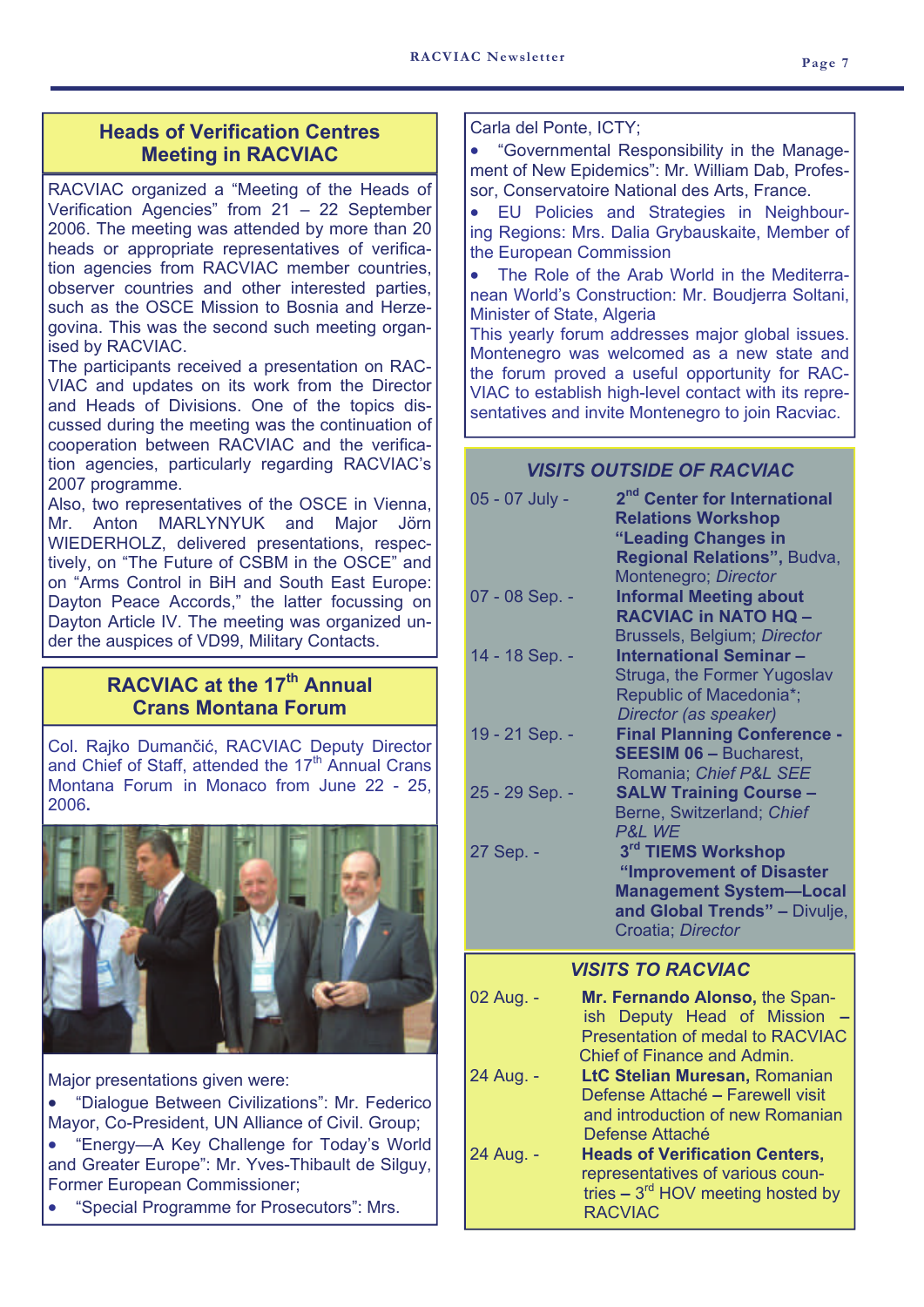## Heads of Verification Centres Meeting in RACVIAC

RACVIAC organized a "Meeting of the Heads of Verification Agencies" from 21 – 22 September 2006. The meeting was attended by more than 20 heads or appropriate representatives of verification agencies from RACVIAC member countries, observer countries and other interested parties, such as the OSCE Mission to Bosnia and Herzegovina. This was the second such meeting organised by RACVIAC.

The participants received a presentation on RACVIAC and updates on its work from the Director and Heads of Divisions. One of the topics discussed during the meeting was the continuation of cooperation between RACVIAC and the verification agencies, particularly regarding RACVIAC's 2007 programme.

Also, two representatives of the OSCE in Vienna, Mr. Anton MARLYNYUK and Major Jörn WIEDERHOLZ, delivered presentations, respectively, on "The Future of CSBM in the OSCE" and on "Arms Control in BiH and South East Europe: Dayton Peace Accords," the latter focussing on Dayton Article IV. The meeting was organized under the auspices of VD99, Military Contacts.

## RACVIAC at the 17th Annual Crans Montana Forum

Col. Rajko Dumančić, RACVIAC Deputy Director and Chief of Staff, attended the 17th Annual Crans Montana Forum in Monaco from June 22 - 25, 2006.

Major presentations given were:

- "Dialogue Between Civilizations": Mr. Federico Mayor, Co-President, UN Alliance of Civil. Group;
- "Energy—A Key Challenge for Today's World and Greater Europe": Mr. Yves-Thibault de Silguy, Former European Commissioner;
- "Special Programme for Prosecutors": Mrs. Carla del Ponte, ICTY;
- "Governmental Responsibility in the Management of New Epidemics": Mr. William Dab, Professor, Conservatoire National des Arts, France.
- EU Policies and Strategies in Neighbouring Regions: Mrs. Dalia Grybauskaite, Member of the European Commission
- The Role of the Arab World in the Mediterranean World's Construction: Mr. Boudjerra Soltani, Minister of State, Algeria

This yearly forum addresses major global issues. Montenegro was welcomed as a new state and the forum proved a useful opportunity for RACVIAC to establish high-level contact with its representatives and invite Montenegro to join Racviac.

### *VISITS OUTSIDE OF RACVIAC*

| | |
|---|---|
| 05 - 07 July - | **2nd Center for International Relations Workshop "Leading Changes in Regional Relations",** Budva, Montenegro; *Director* |
| 07 - 08 Sep. - | **Informal Meeting about RACVIAC in NATO HQ –** Brussels, Belgium; *Director* |
| 14 - 18 Sep. - | **International Seminar –** Struga, the Former Yugoslav Republic of Macedonia*; *Director (as speaker)* |
| 19 - 21 Sep. - | **Final Planning Conference - SEESIM 06 –** Bucharest, Romania; *Chief P&L SEE* |
| 25 - 29 Sep. - | **SALW Training Course –** Berne, Switzerland; *Chief P&L WE* |
| 27 Sep. - | **3rd TIEMS Workshop "Improvement of Disaster Management System—Local and Global Trends" –** Divulje, Croatia; *Director* |

### *VISITS TO RACVIAC*

| | |
|---|---|
| 02 Aug. - | **Mr. Fernando Alonso,** the Spanish Deputy Head of Mission – Presentation of medal to RACVIAC Chief of Finance and Admin. |
| 24 Aug. - | **LtC Stelian Muresan,** Romanian Defense Attaché – Farewell visit and introduction of new Romanian Defense Attaché |
| 24 Aug. - | **Heads of Verification Centers,** representatives of various countries – 3rd HOV meeting hosted by RACVIAC |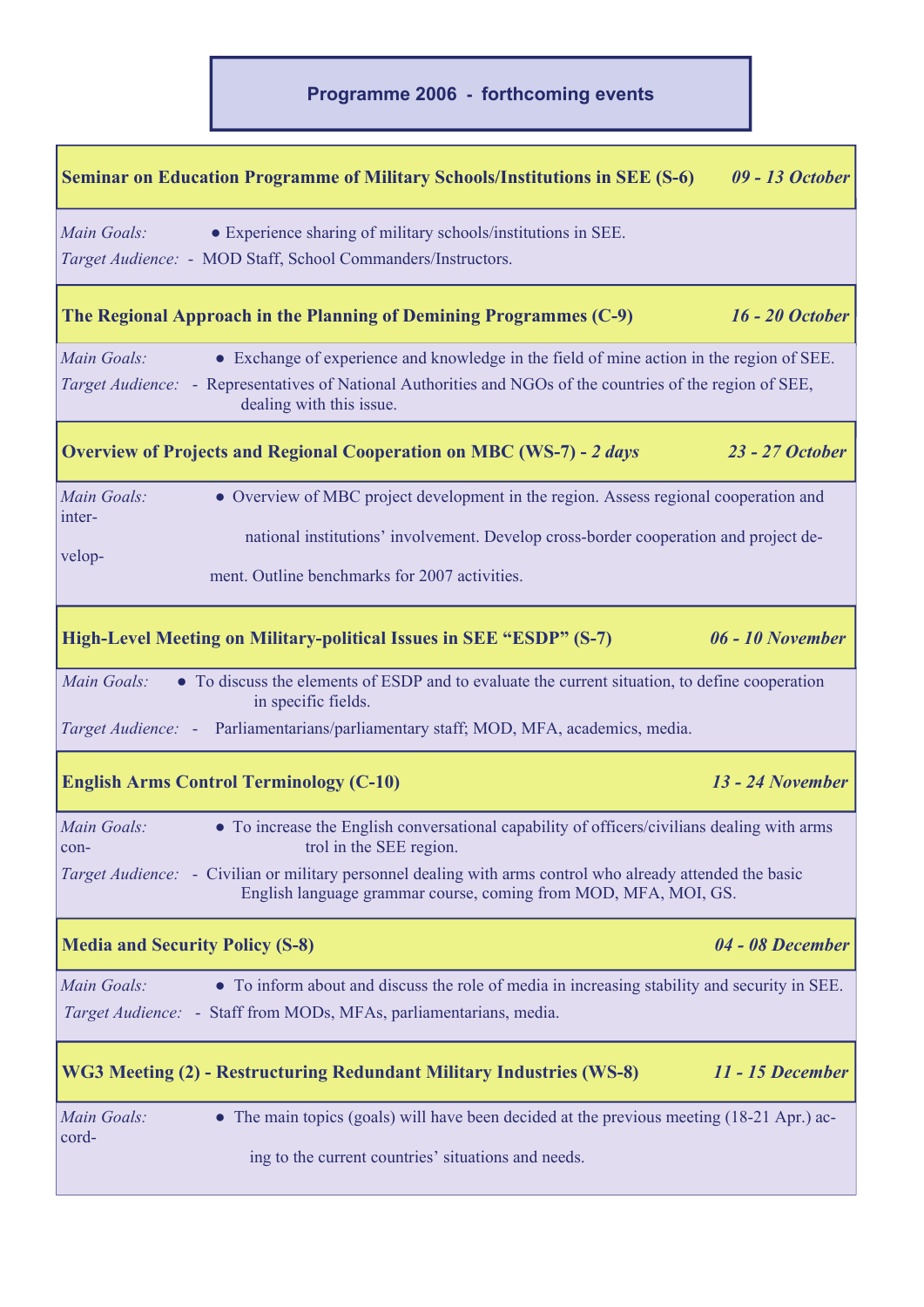# Programme 2006 - forthcoming events

**Seminar on Education Programme of Military Schools/Institutions in SEE (S-6)** ***09 - 13 October***

*Main Goals:* ● Experience sharing of military schools/institutions in SEE.

*Target Audience:* - MOD Staff, School Commanders/Instructors.

**The Regional Approach in the Planning of Demining Programmes (C-9)** ***16 - 20 October***

*Main Goals:* ● Exchange of experience and knowledge in the field of mine action in the region of SEE.

*Target Audience:* - Representatives of National Authorities and NGOs of the countries of the region of SEE, dealing with this issue.

**Overview of Projects and Regional Cooperation on MBC (WS-7) -** ***2 days*** ***23 - 27 October***

*Main Goals:* ● Overview of MBC project development in the region. Assess regional cooperation and international institutions' involvement. Develop cross-border cooperation and project development. Outline benchmarks for 2007 activities.

**High-Level Meeting on Military-political Issues in SEE "ESDP" (S-7)** ***06 - 10 November***

*Main Goals:* ● To discuss the elements of ESDP and to evaluate the current situation, to define cooperation in specific fields.

*Target Audience:* - Parliamentarians/parliamentary staff; MOD, MFA, academics, media.

**English Arms Control Terminology (C-10)** ***13 - 24 November***

*Main Goals:* ● To increase the English conversational capability of officers/civilians dealing with arms control in the SEE region.

*Target Audience:* - Civilian or military personnel dealing with arms control who already attended the basic English language grammar course, coming from MOD, MFA, MOI, GS.

**Media and Security Policy (S-8)** ***04 - 08 December***

*Main Goals:* ● To inform about and discuss the role of media in increasing stability and security in SEE.

*Target Audience:* - Staff from MODs, MFAs, parliamentarians, media.

**WG3 Meeting (2) - Restructuring Redundant Military Industries (WS-8)** ***11 - 15 December***

*Main Goals:* ● The main topics (goals) will have been decided at the previous meeting (18-21 Apr.) according to the current countries' situations and needs.